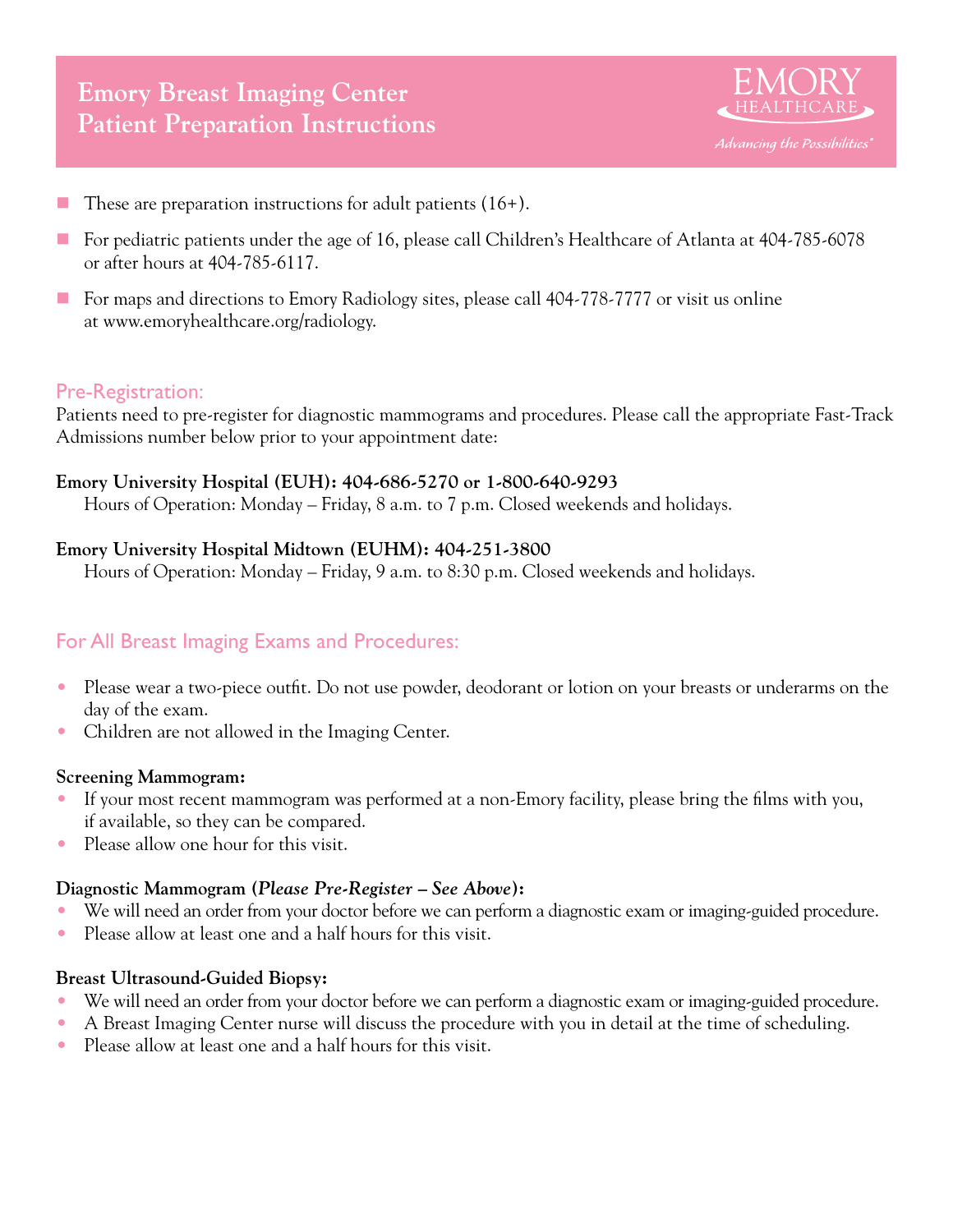# Emory Breast Imaging Center Patient Preparation Instructions

EMORY HEALTHCARE

*Advancing the Possibilities*

- These are preparation instructions for adult patients (16+).
- For pediatric patients under the age of 16, please call Children's Healthcare of Atlanta at 404-785-6078 or after hours at 404-785-6117.
- For maps and directions to Emory Radiology sites, please call 404-778-7777 or visit us online at www.emoryhealthcare.org/radiology.

## Pre-Registration:

Patients need to pre-register for diagnostic mammograms and procedures. Please call the appropriate Fast-Track Admissions number below prior to your appointment date:

**Emory University Hospital (EUH): 404-686-5270 or 1-800-640-9293**
Hours of Operation: Monday – Friday, 8 a.m. to 7 p.m. Closed weekends and holidays.

**Emory University Hospital Midtown (EUHM): 404-251-3800**
Hours of Operation: Monday – Friday, 9 a.m. to 8:30 p.m. Closed weekends and holidays.

## For All Breast Imaging Exams and Procedures:

- Please wear a two-piece outfit. Do not use powder, deodorant or lotion on your breasts or underarms on the day of the exam.
- Children are not allowed in the Imaging Center.

### Screening Mammogram:

- If your most recent mammogram was performed at a non-Emory facility, please bring the films with you, if available, so they can be compared.
- Please allow one hour for this visit.

### Diagnostic Mammogram (*Please Pre-Register – See Above*):

- We will need an order from your doctor before we can perform a diagnostic exam or imaging-guided procedure.
- Please allow at least one and a half hours for this visit.

### Breast Ultrasound-Guided Biopsy:

- We will need an order from your doctor before we can perform a diagnostic exam or imaging-guided procedure.
- A Breast Imaging Center nurse will discuss the procedure with you in detail at the time of scheduling.
- Please allow at least one and a half hours for this visit.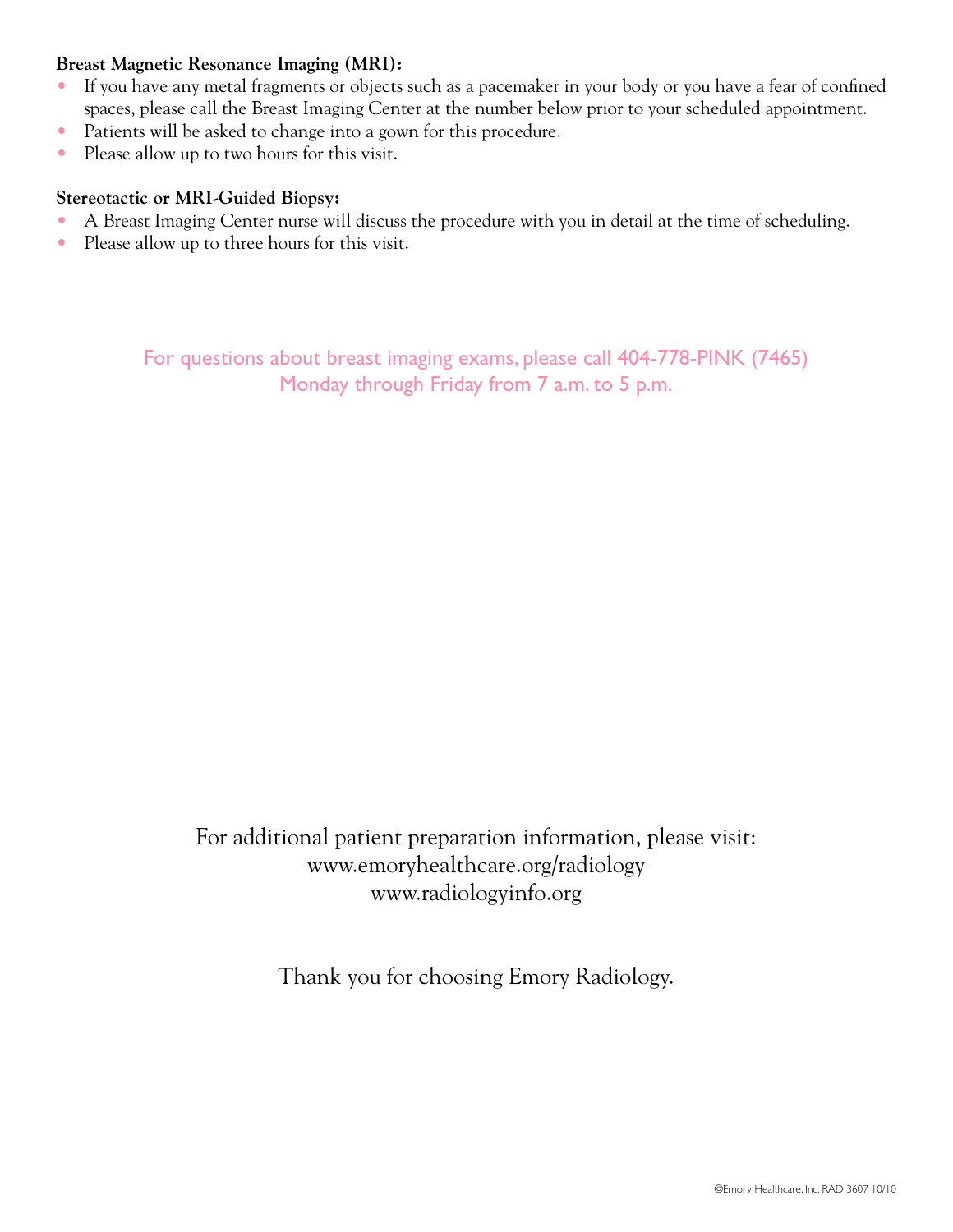**Breast Magnetic Resonance Imaging (MRI):**

- If you have any metal fragments or objects such as a pacemaker in your body or you have a fear of confined spaces, please call the Breast Imaging Center at the number below prior to your scheduled appointment.
- Patients will be asked to change into a gown for this procedure.
- Please allow up to two hours for this visit.

**Stereotactic or MRI-Guided Biopsy:**

- A Breast Imaging Center nurse will discuss the procedure with you in detail at the time of scheduling.
- Please allow up to three hours for this visit.

For questions about breast imaging exams, please call 404-778-PINK (7465)
Monday through Friday from 7 a.m. to 5 p.m.

For additional patient preparation information, please visit:
www.emoryhealthcare.org/radiology
www.radiologyinfo.org

Thank you for choosing Emory Radiology.

©Emory Healthcare, Inc. RAD 3607 10/10